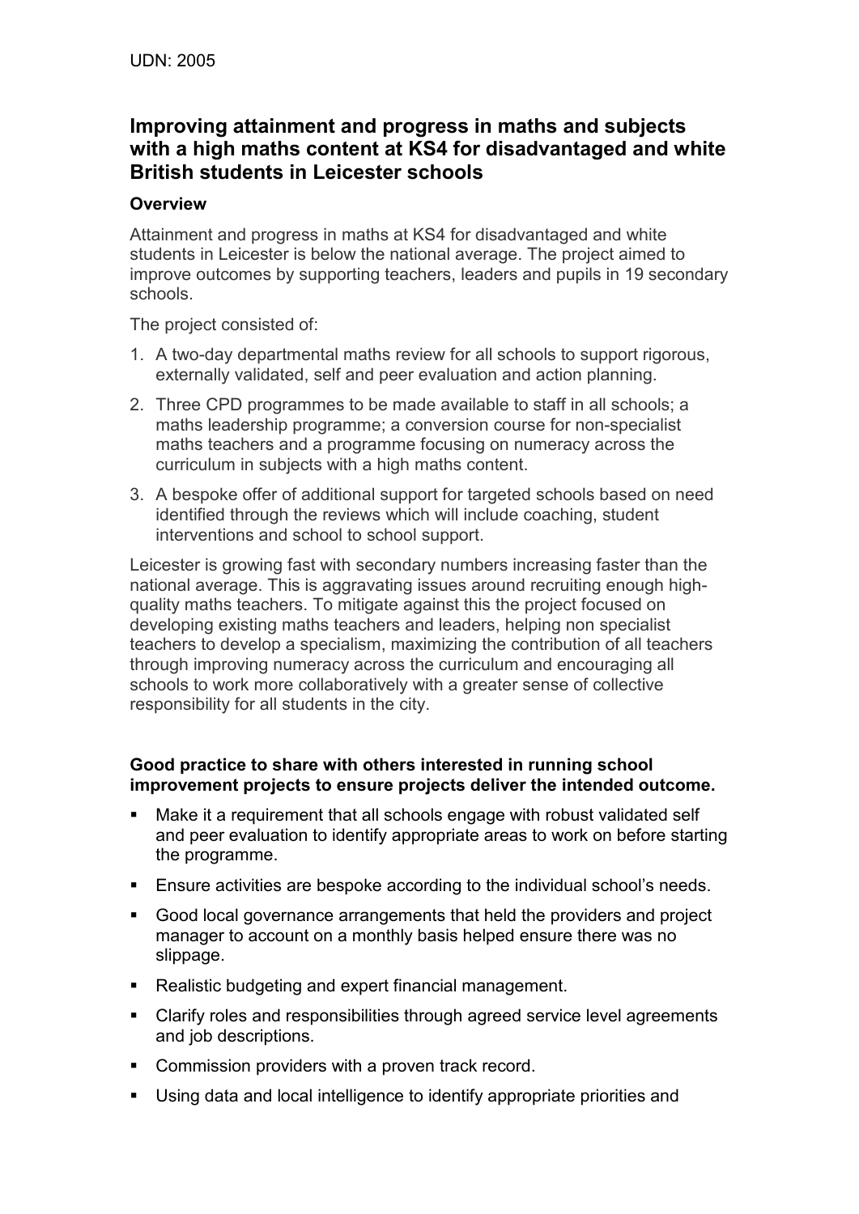UDN: 2005

## Improving attainment and progress in maths and subjects with a high maths content at KS4 for disadvantaged and white British students in Leicester schools

### Overview

Attainment and progress in maths at KS4 for disadvantaged and white students in Leicester is below the national average. The project aimed to improve outcomes by supporting teachers, leaders and pupils in 19 secondary schools.

The project consisted of:

1. A two-day departmental maths review for all schools to support rigorous, externally validated, self and peer evaluation and action planning.
2. Three CPD programmes to be made available to staff in all schools; a maths leadership programme; a conversion course for non-specialist maths teachers and a programme focusing on numeracy across the curriculum in subjects with a high maths content.
3. A bespoke offer of additional support for targeted schools based on need identified through the reviews which will include coaching, student interventions and school to school support.

Leicester is growing fast with secondary numbers increasing faster than the national average. This is aggravating issues around recruiting enough high-quality maths teachers. To mitigate against this the project focused on developing existing maths teachers and leaders, helping non specialist teachers to develop a specialism, maximizing the contribution of all teachers through improving numeracy across the curriculum and encouraging all schools to work more collaboratively with a greater sense of collective responsibility for all students in the city.

**Good practice to share with others interested in running school improvement projects to ensure projects deliver the intended outcome.**

- Make it a requirement that all schools engage with robust validated self and peer evaluation to identify appropriate areas to work on before starting the programme.
- Ensure activities are bespoke according to the individual school's needs.
- Good local governance arrangements that held the providers and project manager to account on a monthly basis helped ensure there was no slippage.
- Realistic budgeting and expert financial management.
- Clarify roles and responsibilities through agreed service level agreements and job descriptions.
- Commission providers with a proven track record.
- Using data and local intelligence to identify appropriate priorities and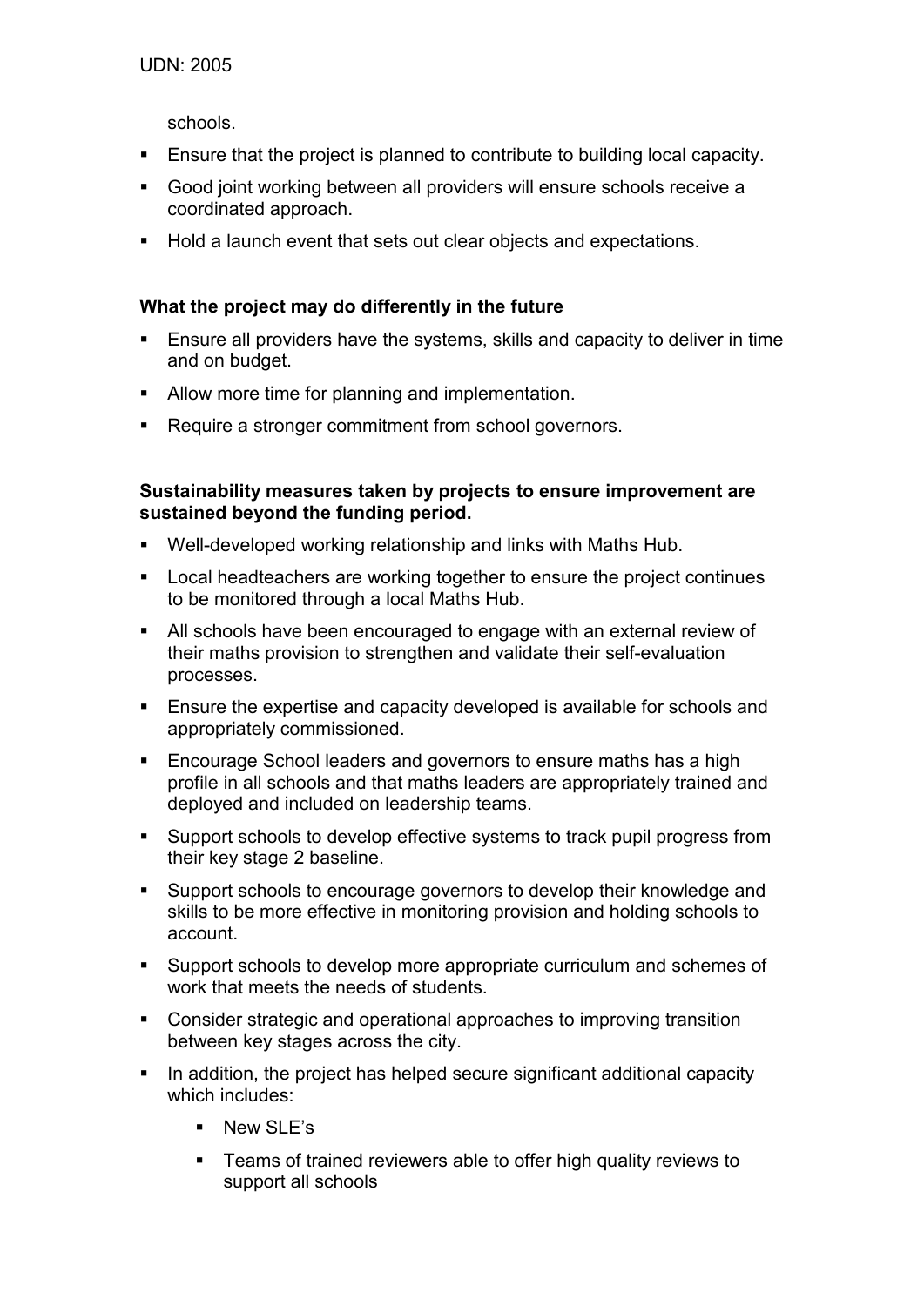schools.

- Ensure that the project is planned to contribute to building local capacity.
- Good joint working between all providers will ensure schools receive a coordinated approach.
- Hold a launch event that sets out clear objects and expectations.

**What the project may do differently in the future**

- Ensure all providers have the systems, skills and capacity to deliver in time and on budget.
- Allow more time for planning and implementation.
- Require a stronger commitment from school governors.

**Sustainability measures taken by projects to ensure improvement are sustained beyond the funding period.**

- Well-developed working relationship and links with Maths Hub.
- Local headteachers are working together to ensure the project continues to be monitored through a local Maths Hub.
- All schools have been encouraged to engage with an external review of their maths provision to strengthen and validate their self-evaluation processes.
- Ensure the expertise and capacity developed is available for schools and appropriately commissioned.
- Encourage School leaders and governors to ensure maths has a high profile in all schools and that maths leaders are appropriately trained and deployed and included on leadership teams.
- Support schools to develop effective systems to track pupil progress from their key stage 2 baseline.
- Support schools to encourage governors to develop their knowledge and skills to be more effective in monitoring provision and holding schools to account.
- Support schools to develop more appropriate curriculum and schemes of work that meets the needs of students.
- Consider strategic and operational approaches to improving transition between key stages across the city.
- In addition, the project has helped secure significant additional capacity which includes:
  - New SLE's
  - Teams of trained reviewers able to offer high quality reviews to support all schools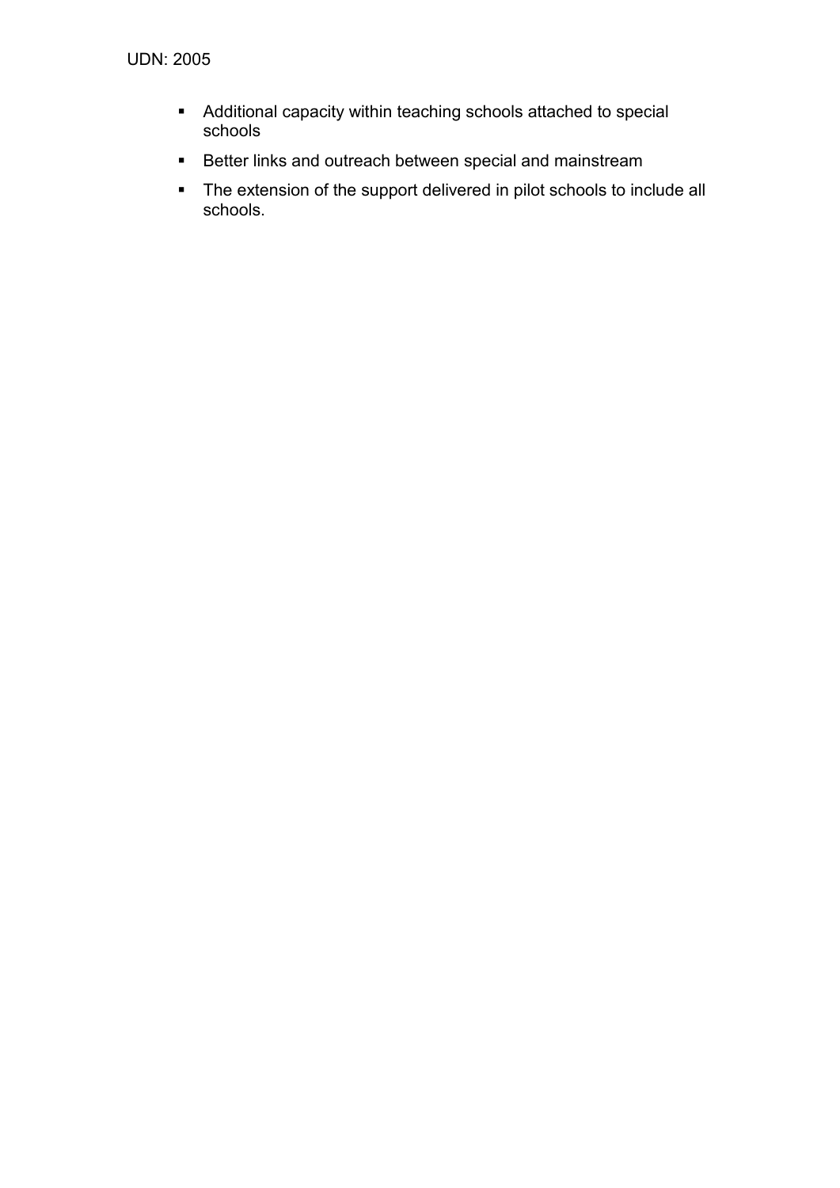- Additional capacity within teaching schools attached to special schools
- Better links and outreach between special and mainstream
- The extension of the support delivered in pilot schools to include all schools.